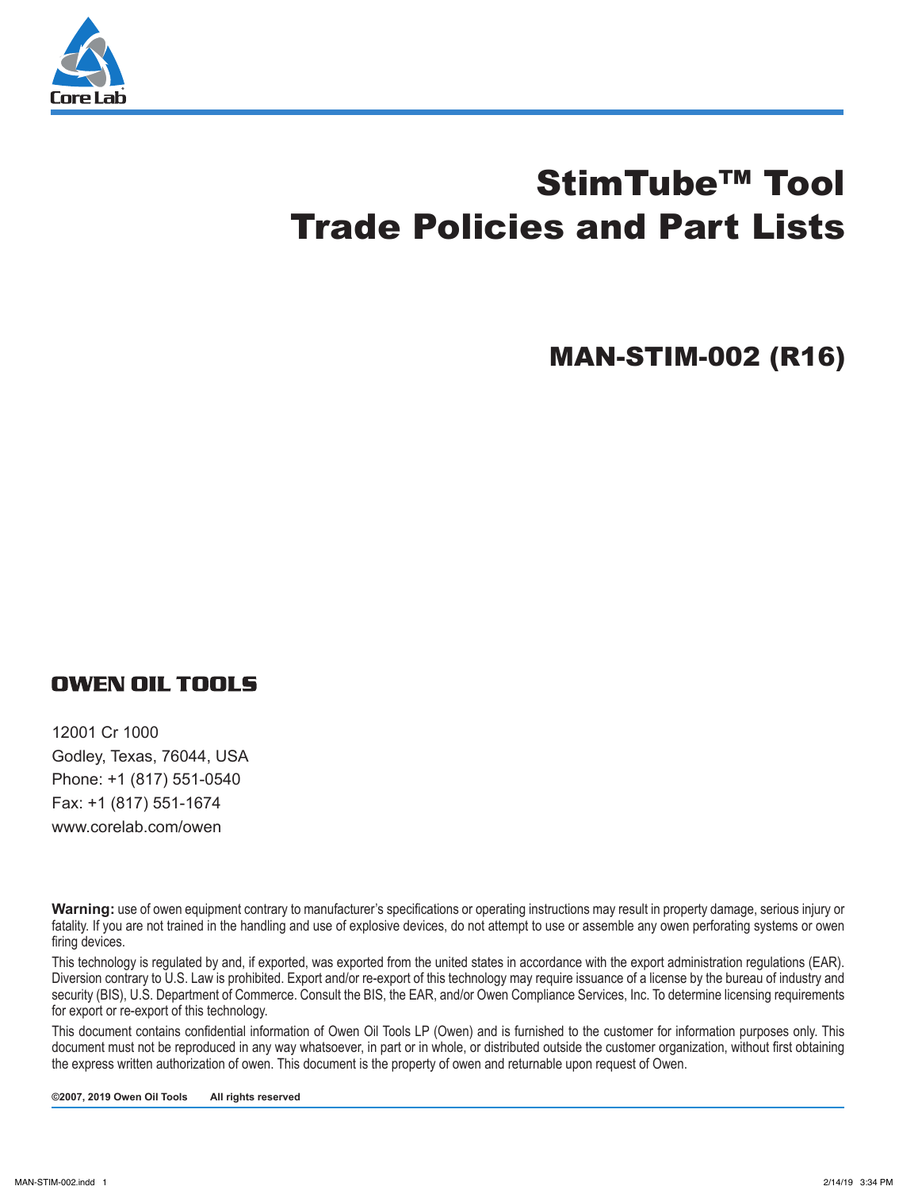Core Lab

# StimTube™ Tool
# Trade Policies and Part Lists

## MAN-STIM-002 (R16)

**OWEN OIL TOOLS**

12001 Cr 1000
Godley, Texas, 76044, USA
Phone: +1 (817) 551-0540
Fax: +1 (817) 551-1674
www.corelab.com/owen

**Warning:** use of owen equipment contrary to manufacturer's specifications or operating instructions may result in property damage, serious injury or fatality. If you are not trained in the handling and use of explosive devices, do not attempt to use or assemble any owen perforating systems or owen firing devices.

This technology is regulated by and, if exported, was exported from the united states in accordance with the export administration regulations (EAR). Diversion contrary to U.S. Law is prohibited. Export and/or re-export of this technology may require issuance of a license by the bureau of industry and security (BIS), U.S. Department of Commerce. Consult the BIS, the EAR, and/or Owen Compliance Services, Inc. To determine licensing requirements for export or re-export of this technology.

This document contains confidential information of Owen Oil Tools LP (Owen) and is furnished to the customer for information purposes only. This document must not be reproduced in any way whatsoever, in part or in whole, or distributed outside the customer organization, without first obtaining the express written authorization of owen. This document is the property of owen and returnable upon request of Owen.

**©2007, 2019 Owen Oil Tools All rights reserved**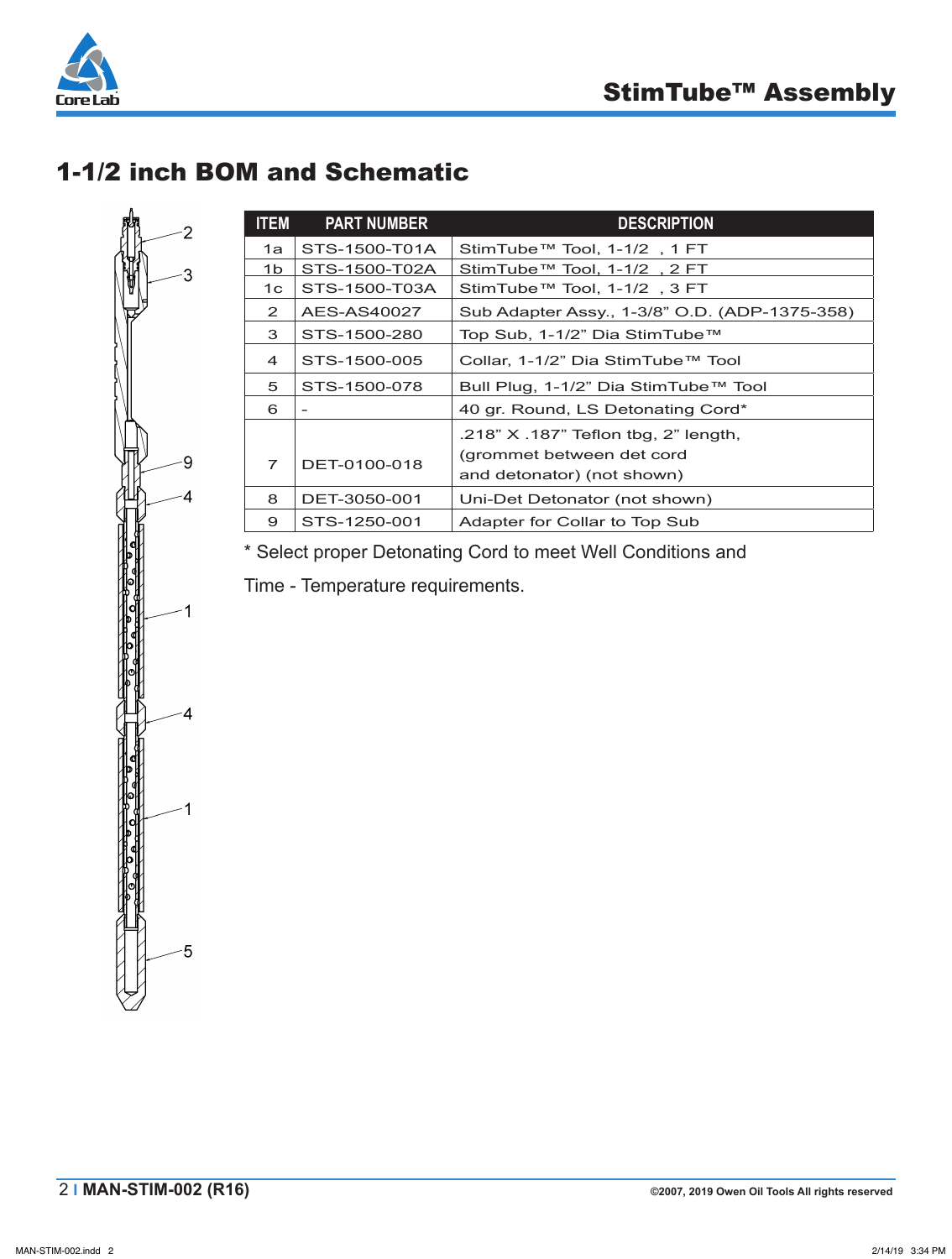## 1-1/2 inch BOM and Schematic

| ITEM | PART NUMBER | DESCRIPTION |
|---|---|---|
| 1a | STS-1500-T01A | StimTube™ Tool, 1-1/2 , 1 FT |
| 1b | STS-1500-T02A | StimTube™ Tool, 1-1/2 , 2 FT |
| 1c | STS-1500-T03A | StimTube™ Tool, 1-1/2 , 3 FT |
| 2 | AES-AS40027 | Sub Adapter Assy., 1-3/8" O.D. (ADP-1375-358) |
| 3 | STS-1500-280 | Top Sub, 1-1/2" Dia StimTube™ |
| 4 | STS-1500-005 | Collar, 1-1/2" Dia StimTube™ Tool |
| 5 | STS-1500-078 | Bull Plug, 1-1/2" Dia StimTube™ Tool |
| 6 | - | 40 gr. Round, LS Detonating Cord* |
| 7 | DET-0100-018 | .218" X .187" Teflon tbg, 2" length, (grommet between det cord and detonator) (not shown) |
| 8 | DET-3050-001 | Uni-Det Detonator (not shown) |
| 9 | STS-1250-001 | Adapter for Collar to Top Sub |

* Select proper Detonating Cord to meet Well Conditions and Time - Temperature requirements.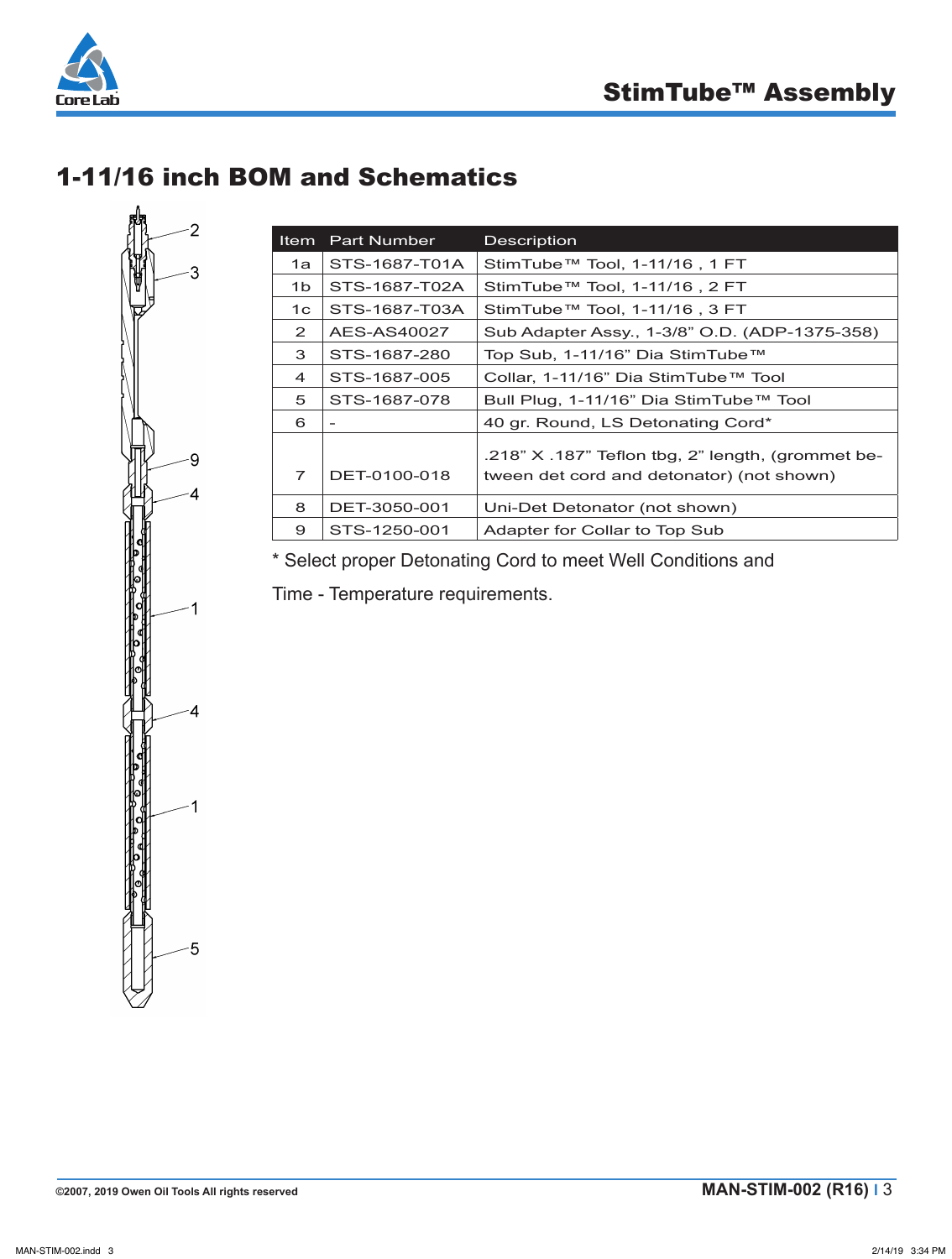## 1-11/16 inch BOM and Schematics

| Item | Part Number | Description |
|---|---|---|
| 1a | STS-1687-T01A | StimTube™ Tool, 1-11/16 , 1 FT |
| 1b | STS-1687-T02A | StimTube™ Tool, 1-11/16 , 2 FT |
| 1c | STS-1687-T03A | StimTube™ Tool, 1-11/16 , 3 FT |
| 2 | AES-AS40027 | Sub Adapter Assy., 1-3/8" O.D. (ADP-1375-358) |
| 3 | STS-1687-280 | Top Sub, 1-11/16" Dia StimTube™ |
| 4 | STS-1687-005 | Collar, 1-11/16" Dia StimTube™ Tool |
| 5 | STS-1687-078 | Bull Plug, 1-11/16" Dia StimTube™ Tool |
| 6 | - | 40 gr. Round, LS Detonating Cord* |
| 7 | DET-0100-018 | .218" X .187" Teflon tbg, 2" length, (grommet between det cord and detonator) (not shown) |
| 8 | DET-3050-001 | Uni-Det Detonator (not shown) |
| 9 | STS-1250-001 | Adapter for Collar to Top Sub |

* Select proper Detonating Cord to meet Well Conditions and Time - Temperature requirements.

©2007, 2019 Owen Oil Tools All rights reserved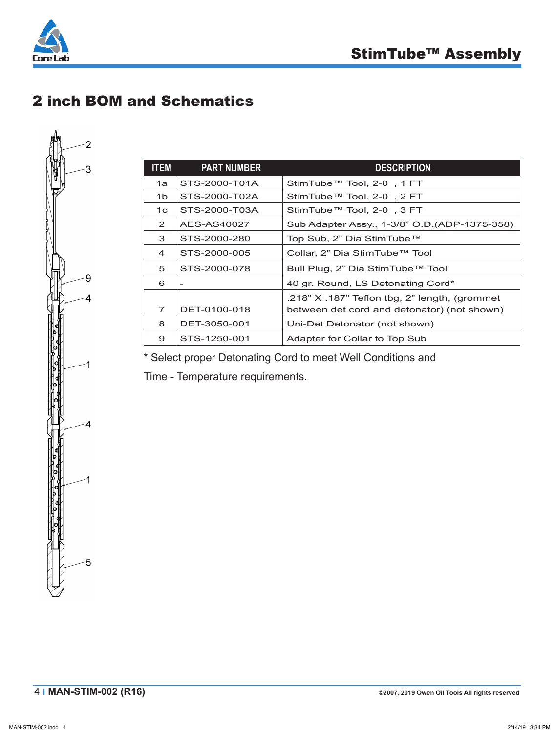## 2 inch BOM and Schematics

| ITEM | PART NUMBER | DESCRIPTION |
|---|---|---|
| 1a | STS-2000-T01A | StimTube™ Tool, 2-0 , 1 FT |
| 1b | STS-2000-T02A | StimTube™ Tool, 2-0 , 2 FT |
| 1c | STS-2000-T03A | StimTube™ Tool, 2-0 , 3 FT |
| 2 | AES-AS40027 | Sub Adapter Assy., 1-3/8" O.D.(ADP-1375-358) |
| 3 | STS-2000-280 | Top Sub, 2" Dia StimTube™ |
| 4 | STS-2000-005 | Collar, 2" Dia StimTube™ Tool |
| 5 | STS-2000-078 | Bull Plug, 2" Dia StimTube™ Tool |
| 6 | - | 40 gr. Round, LS Detonating Cord* |
| 7 | DET-0100-018 | .218" X .187" Teflon tbg, 2" length, (grommet between det cord and detonator) (not shown) |
| 8 | DET-3050-001 | Uni-Det Detonator (not shown) |
| 9 | STS-1250-001 | Adapter for Collar to Top Sub |

* Select proper Detonating Cord to meet Well Conditions and Time - Temperature requirements.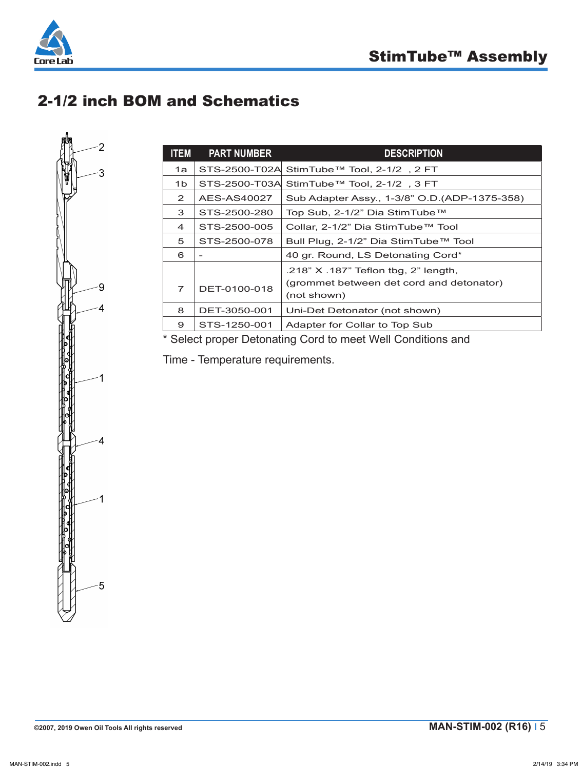## 2-1/2 inch BOM and Schematics

| ITEM | PART NUMBER | DESCRIPTION |
| --- | --- | --- |
| 1a | STS-2500-T02A | StimTube™ Tool, 2-1/2 , 2 FT |
| 1b | STS-2500-T03A | StimTube™ Tool, 2-1/2 , 3 FT |
| 2 | AES-AS40027 | Sub Adapter Assy., 1-3/8" O.D.(ADP-1375-358) |
| 3 | STS-2500-280 | Top Sub, 2-1/2" Dia StimTube™ |
| 4 | STS-2500-005 | Collar, 2-1/2" Dia StimTube™ Tool |
| 5 | STS-2500-078 | Bull Plug, 2-1/2" Dia StimTube™ Tool |
| 6 | - | 40 gr. Round, LS Detonating Cord* |
| 7 | DET-0100-018 | .218" X .187" Teflon tbg, 2" length, (grommet between det cord and detonator) (not shown) |
| 8 | DET-3050-001 | Uni-Det Detonator (not shown) |
| 9 | STS-1250-001 | Adapter for Collar to Top Sub |

* Select proper Detonating Cord to meet Well Conditions and

Time - Temperature requirements.

©2007, 2019 Owen Oil Tools All rights reserved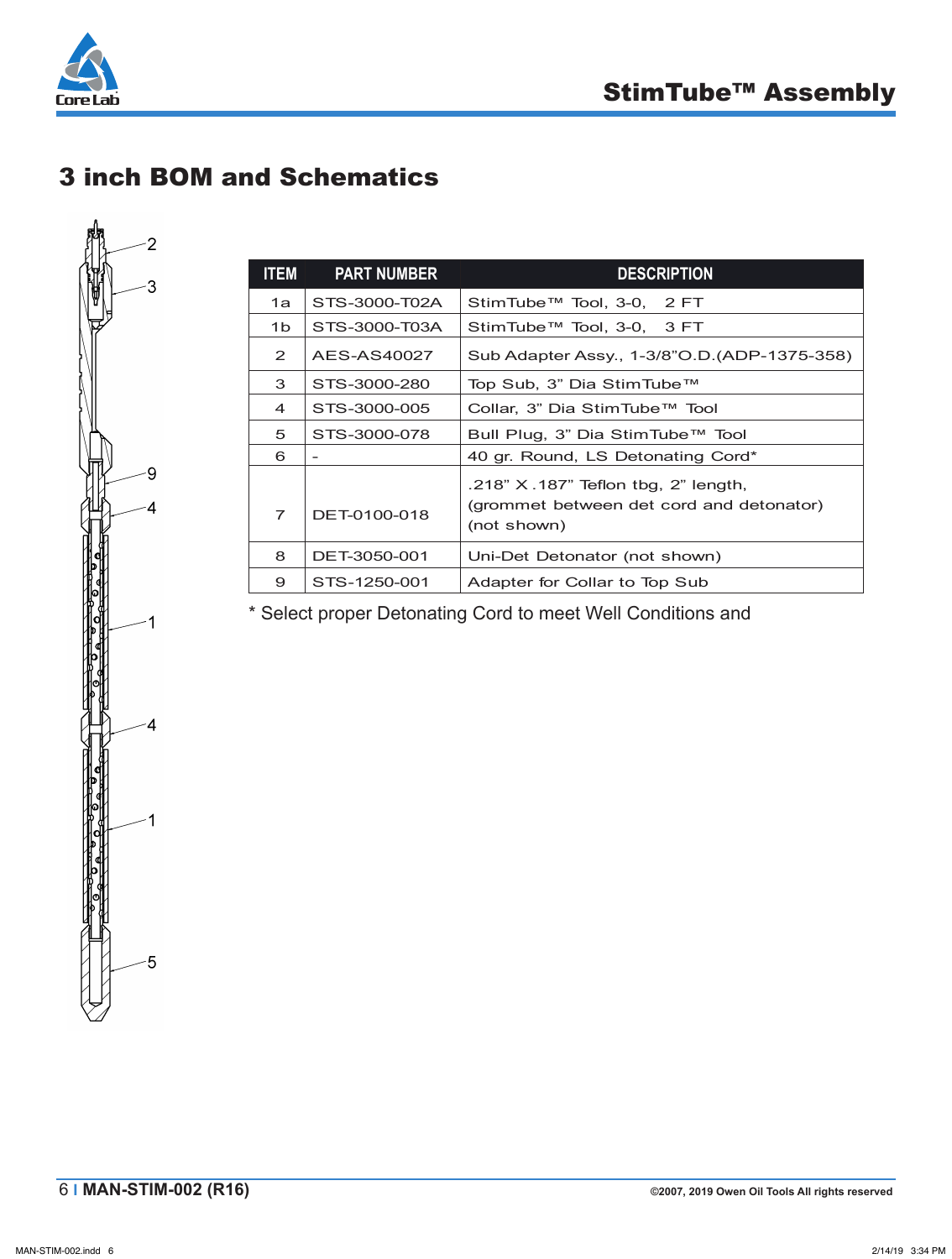## 3 inch BOM and Schematics

| ITEM | PART NUMBER | DESCRIPTION |
|---|---|---|
| 1a | STS-3000-T02A | StimTube™ Tool, 3-0, 2 FT |
| 1b | STS-3000-T03A | StimTube™ Tool, 3-0, 3 FT |
| 2 | AES-AS40027 | Sub Adapter Assy., 1-3/8"O.D.(ADP-1375-358) |
| 3 | STS-3000-280 | Top Sub, 3" Dia StimTube™ |
| 4 | STS-3000-005 | Collar, 3" Dia StimTube™ Tool |
| 5 | STS-3000-078 | Bull Plug, 3" Dia StimTube™ Tool |
| 6 | - | 40 gr. Round, LS Detonating Cord* |
| 7 | DET-0100-018 | .218" X .187" Teflon tbg, 2" length, (grommet between det cord and detonator) (not shown) |
| 8 | DET-3050-001 | Uni-Det Detonator (not shown) |
| 9 | STS-1250-001 | Adapter for Collar to Top Sub |

* Select proper Detonating Cord to meet Well Conditions and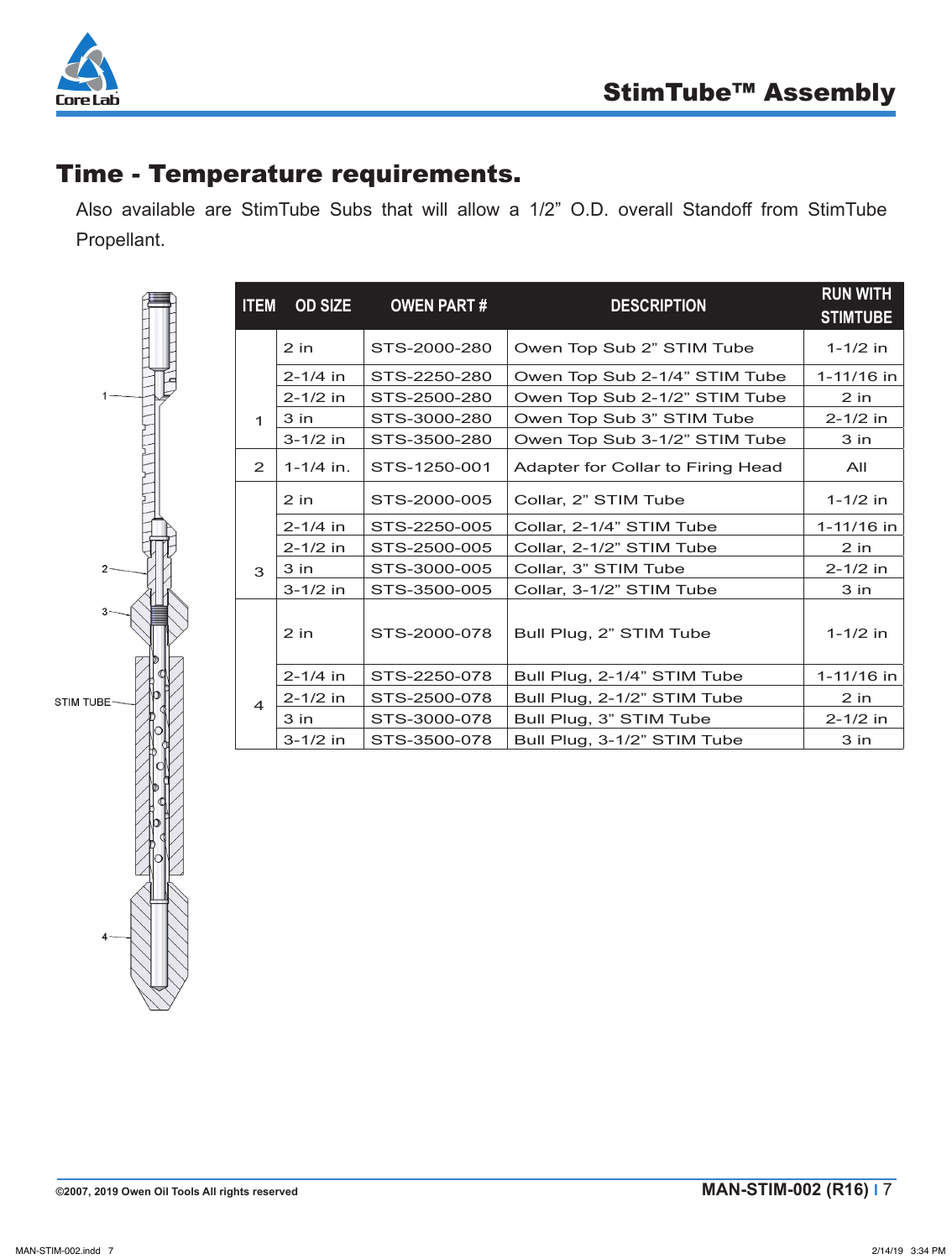## Time - Temperature requirements.

Also available are StimTube Subs that will allow a 1/2" O.D. overall Standoff from StimTube Propellant.

| ITEM | OD SIZE | OWEN PART # | DESCRIPTION | RUN WITH STIMTUBE |
|---|---|---|---|---|
| 1 | 2 in | STS-2000-280 | Owen Top Sub 2" STIM Tube | 1-1/2 in |
| | 2-1/4 in | STS-2250-280 | Owen Top Sub 2-1/4" STIM Tube | 1-11/16 in |
| | 2-1/2 in | STS-2500-280 | Owen Top Sub 2-1/2" STIM Tube | 2 in |
| | 3 in | STS-3000-280 | Owen Top Sub 3" STIM Tube | 2-1/2 in |
| | 3-1/2 in | STS-3500-280 | Owen Top Sub 3-1/2" STIM Tube | 3 in |
| 2 | 1-1/4 in. | STS-1250-001 | Adapter for Collar to Firing Head | All |
| 3 | 2 in | STS-2000-005 | Collar, 2" STIM Tube | 1-1/2 in |
| | 2-1/4 in | STS-2250-005 | Collar, 2-1/4" STIM Tube | 1-11/16 in |
| | 2-1/2 in | STS-2500-005 | Collar, 2-1/2" STIM Tube | 2 in |
| | 3 in | STS-3000-005 | Collar, 3" STIM Tube | 2-1/2 in |
| | 3-1/2 in | STS-3500-005 | Collar, 3-1/2" STIM Tube | 3 in |
| 4 | 2 in | STS-2000-078 | Bull Plug, 2" STIM Tube | 1-1/2 in |
| | 2-1/4 in | STS-2250-078 | Bull Plug, 2-1/4" STIM Tube | 1-11/16 in |
| | 2-1/2 in. | STS-2500-078 | Bull Plug, 2-1/2" STIM Tube | 2 in |
| | 3 in | STS-3000-078 | Bull Plug, 3" STIM Tube | 2-1/2 in |
| | 3-1/2 in | STS-3500-078 | Bull Plug, 3-1/2" STIM Tube | 3 in |

1

2

3

STIM TUBE

4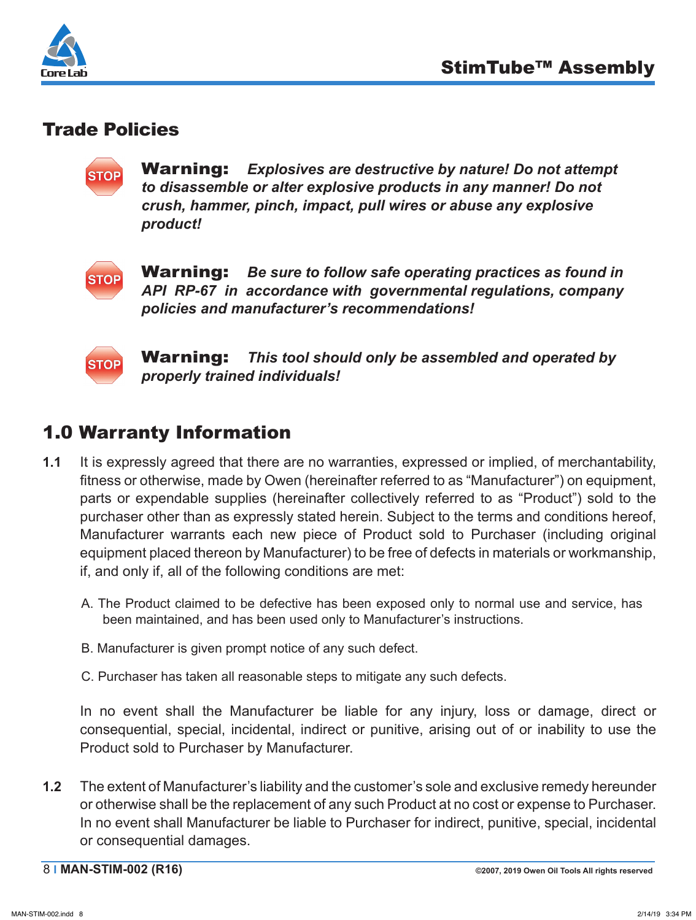## Trade Policies

**Warning:** ***Explosives are destructive by nature! Do not attempt to disassemble or alter explosive products in any manner! Do not crush, hammer, pinch, impact, pull wires or abuse any explosive product!***

**Warning:** ***Be sure to follow safe operating practices as found in API RP-67 in accordance with governmental regulations, company policies and manufacturer's recommendations!***

**Warning:** ***This tool should only be assembled and operated by properly trained individuals!***

## 1.0 Warranty Information

**1.1** It is expressly agreed that there are no warranties, expressed or implied, of merchantability, fitness or otherwise, made by Owen (hereinafter referred to as "Manufacturer") on equipment, parts or expendable supplies (hereinafter collectively referred to as "Product") sold to the purchaser other than as expressly stated herein. Subject to the terms and conditions hereof, Manufacturer warrants each new piece of Product sold to Purchaser (including original equipment placed thereon by Manufacturer) to be free of defects in materials or workmanship, if, and only if, all of the following conditions are met:

A. The Product claimed to be defective has been exposed only to normal use and service, has been maintained, and has been used only to Manufacturer's instructions.

B. Manufacturer is given prompt notice of any such defect.

C. Purchaser has taken all reasonable steps to mitigate any such defects.

In no event shall the Manufacturer be liable for any injury, loss or damage, direct or consequential, special, incidental, indirect or punitive, arising out of or inability to use the Product sold to Purchaser by Manufacturer.

**1.2** The extent of Manufacturer's liability and the customer's sole and exclusive remedy hereunder or otherwise shall be the replacement of any such Product at no cost or expense to Purchaser. In no event shall Manufacturer be liable to Purchaser for indirect, punitive, special, incidental or consequential damages.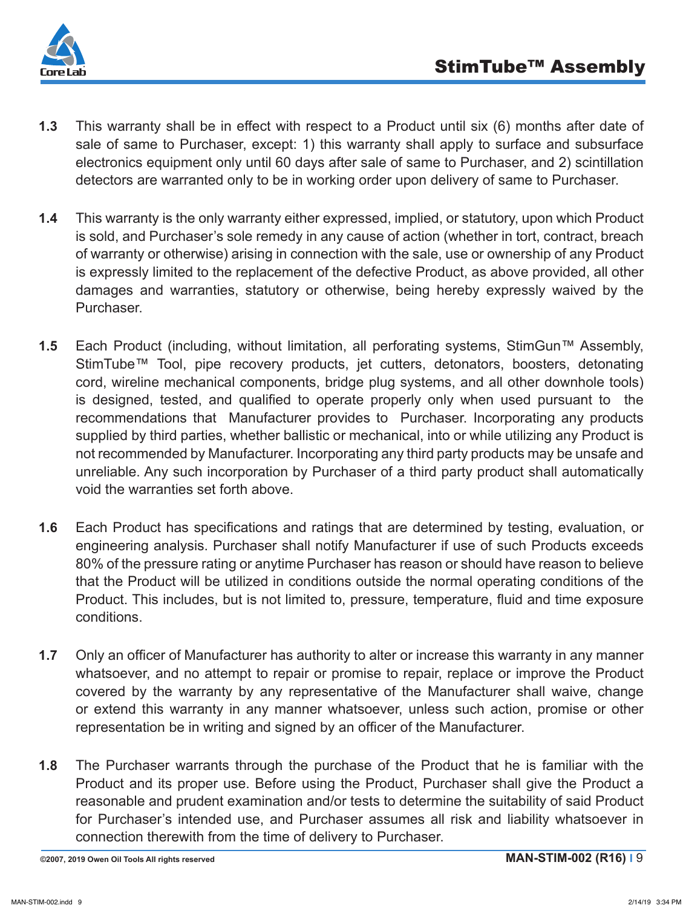**1.3** This warranty shall be in effect with respect to a Product until six (6) months after date of sale of same to Purchaser, except: 1) this warranty shall apply to surface and subsurface electronics equipment only until 60 days after sale of same to Purchaser, and 2) scintillation detectors are warranted only to be in working order upon delivery of same to Purchaser.

**1.4** This warranty is the only warranty either expressed, implied, or statutory, upon which Product is sold, and Purchaser's sole remedy in any cause of action (whether in tort, contract, breach of warranty or otherwise) arising in connection with the sale, use or ownership of any Product is expressly limited to the replacement of the defective Product, as above provided, all other damages and warranties, statutory or otherwise, being hereby expressly waived by the Purchaser.

**1.5** Each Product (including, without limitation, all perforating systems, StimGun™ Assembly, StimTube™ Tool, pipe recovery products, jet cutters, detonators, boosters, detonating cord, wireline mechanical components, bridge plug systems, and all other downhole tools) is designed, tested, and qualified to operate properly only when used pursuant to the recommendations that Manufacturer provides to Purchaser. Incorporating any products supplied by third parties, whether ballistic or mechanical, into or while utilizing any Product is not recommended by Manufacturer. Incorporating any third party products may be unsafe and unreliable. Any such incorporation by Purchaser of a third party product shall automatically void the warranties set forth above.

**1.6** Each Product has specifications and ratings that are determined by testing, evaluation, or engineering analysis. Purchaser shall notify Manufacturer if use of such Products exceeds 80% of the pressure rating or anytime Purchaser has reason or should have reason to believe that the Product will be utilized in conditions outside the normal operating conditions of the Product. This includes, but is not limited to, pressure, temperature, fluid and time exposure conditions.

**1.7** Only an officer of Manufacturer has authority to alter or increase this warranty in any manner whatsoever, and no attempt to repair or promise to repair, replace or improve the Product covered by the warranty by any representative of the Manufacturer shall waive, change or extend this warranty in any manner whatsoever, unless such action, promise or other representation be in writing and signed by an officer of the Manufacturer.

**1.8** The Purchaser warrants through the purchase of the Product that he is familiar with the Product and its proper use. Before using the Product, Purchaser shall give the Product a reasonable and prudent examination and/or tests to determine the suitability of said Product for Purchaser's intended use, and Purchaser assumes all risk and liability whatsoever in connection therewith from the time of delivery to Purchaser.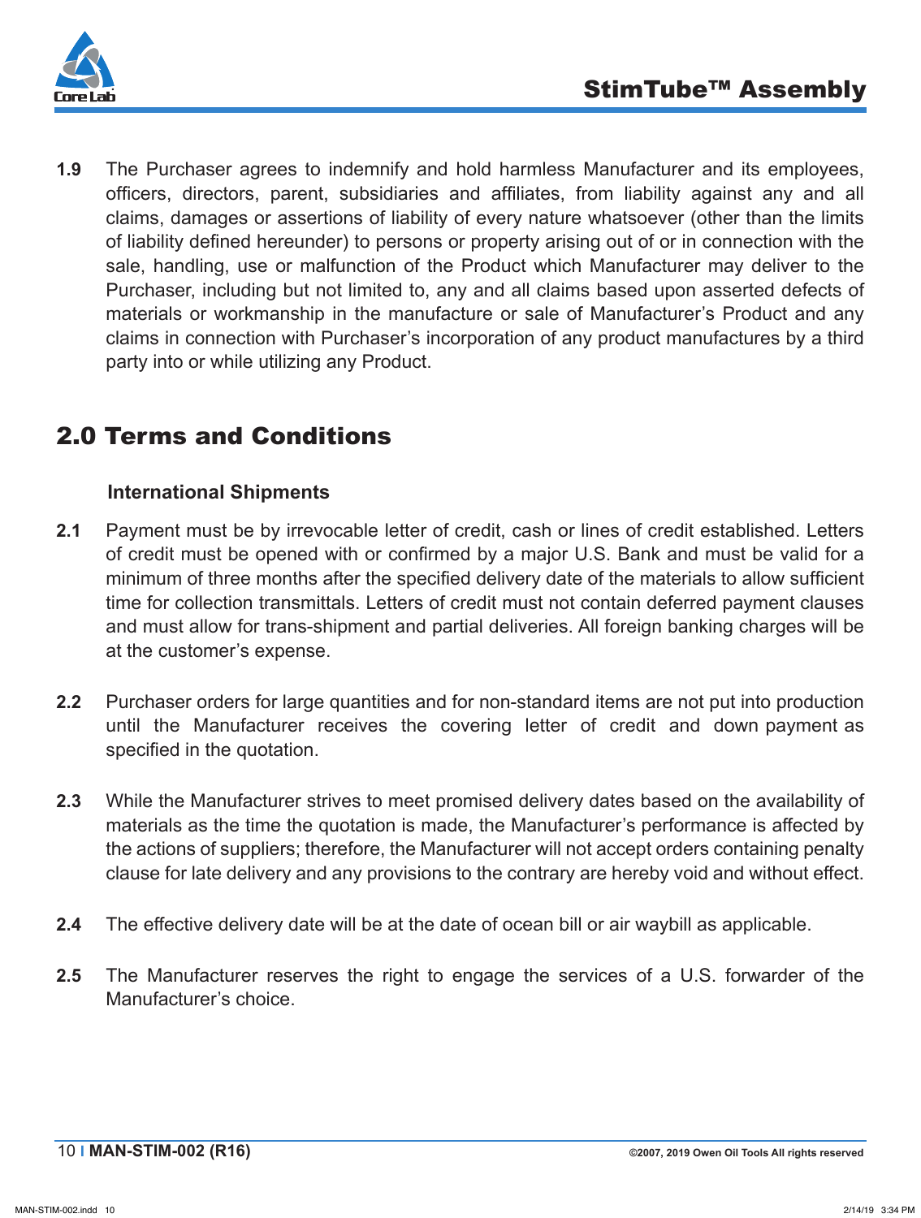**1.9** The Purchaser agrees to indemnify and hold harmless Manufacturer and its employees, officers, directors, parent, subsidiaries and affiliates, from liability against any and all claims, damages or assertions of liability of every nature whatsoever (other than the limits of liability defined hereunder) to persons or property arising out of or in connection with the sale, handling, use or malfunction of the Product which Manufacturer may deliver to the Purchaser, including but not limited to, any and all claims based upon asserted defects of materials or workmanship in the manufacture or sale of Manufacturer's Product and any claims in connection with Purchaser's incorporation of any product manufactures by a third party into or while utilizing any Product.

## 2.0 Terms and Conditions

### International Shipments

**2.1** Payment must be by irrevocable letter of credit, cash or lines of credit established. Letters of credit must be opened with or confirmed by a major U.S. Bank and must be valid for a minimum of three months after the specified delivery date of the materials to allow sufficient time for collection transmittals. Letters of credit must not contain deferred payment clauses and must allow for trans-shipment and partial deliveries. All foreign banking charges will be at the customer's expense.

**2.2** Purchaser orders for large quantities and for non-standard items are not put into production until the Manufacturer receives the covering letter of credit and down payment as specified in the quotation.

**2.3** While the Manufacturer strives to meet promised delivery dates based on the availability of materials as the time the quotation is made, the Manufacturer's performance is affected by the actions of suppliers; therefore, the Manufacturer will not accept orders containing penalty clause for late delivery and any provisions to the contrary are hereby void and without effect.

**2.4** The effective delivery date will be at the date of ocean bill or air waybill as applicable.

**2.5** The Manufacturer reserves the right to engage the services of a U.S. forwarder of the Manufacturer's choice.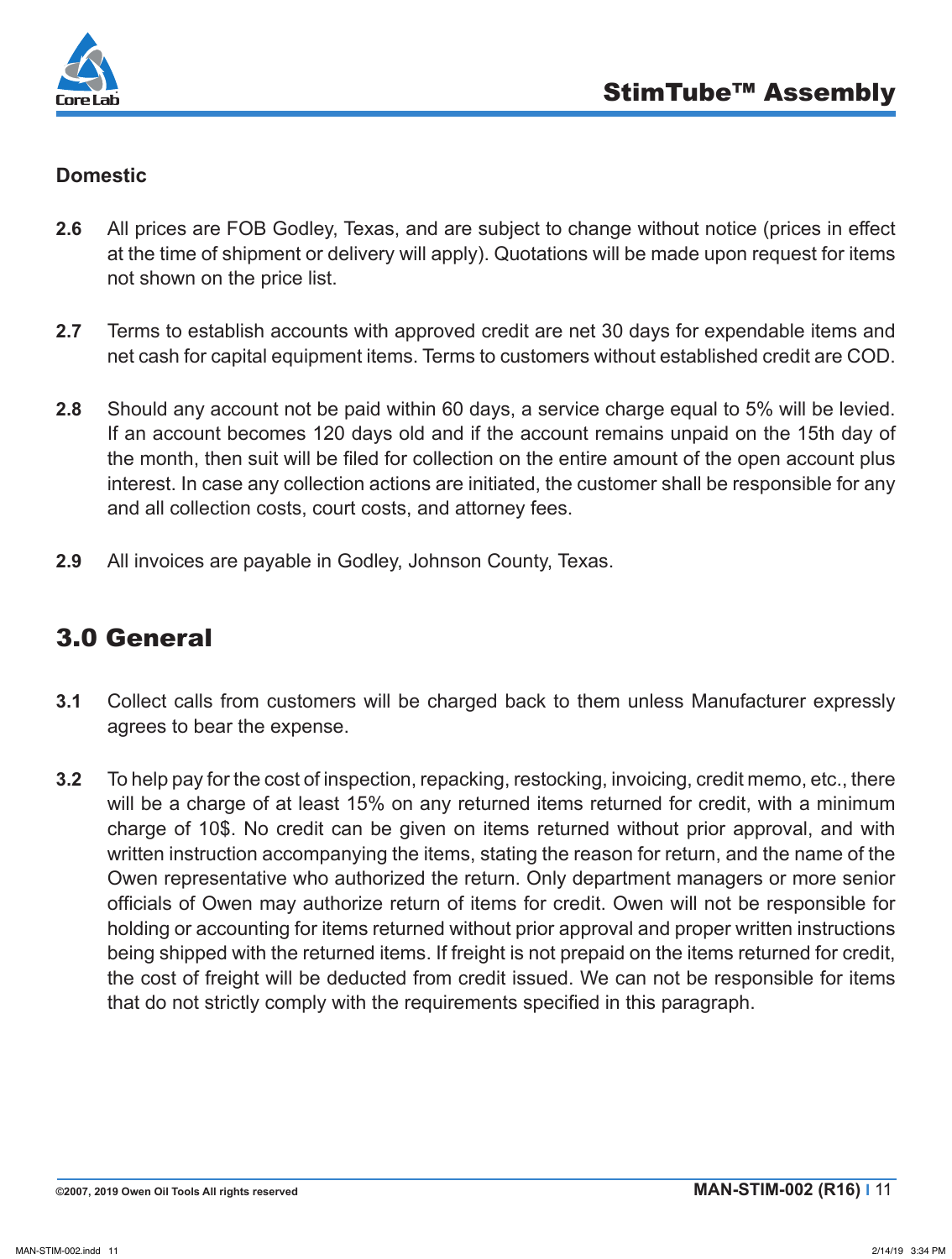## Domestic

**2.6** All prices are FOB Godley, Texas, and are subject to change without notice (prices in effect at the time of shipment or delivery will apply). Quotations will be made upon request for items not shown on the price list.

**2.7** Terms to establish accounts with approved credit are net 30 days for expendable items and net cash for capital equipment items. Terms to customers without established credit are COD.

**2.8** Should any account not be paid within 60 days, a service charge equal to 5% will be levied. If an account becomes 120 days old and if the account remains unpaid on the 15th day of the month, then suit will be filed for collection on the entire amount of the open account plus interest. In case any collection actions are initiated, the customer shall be responsible for any and all collection costs, court costs, and attorney fees.

**2.9** All invoices are payable in Godley, Johnson County, Texas.

# 3.0 General

**3.1** Collect calls from customers will be charged back to them unless Manufacturer expressly agrees to bear the expense.

**3.2** To help pay for the cost of inspection, repacking, restocking, invoicing, credit memo, etc., there will be a charge of at least 15% on any returned items returned for credit, with a minimum charge of 10$. No credit can be given on items returned without prior approval, and with written instruction accompanying the items, stating the reason for return, and the name of the Owen representative who authorized the return. Only department managers or more senior officials of Owen may authorize return of items for credit. Owen will not be responsible for holding or accounting for items returned without prior approval and proper written instructions being shipped with the returned items. If freight is not prepaid on the items returned for credit, the cost of freight will be deducted from credit issued. We can not be responsible for items that do not strictly comply with the requirements specified in this paragraph.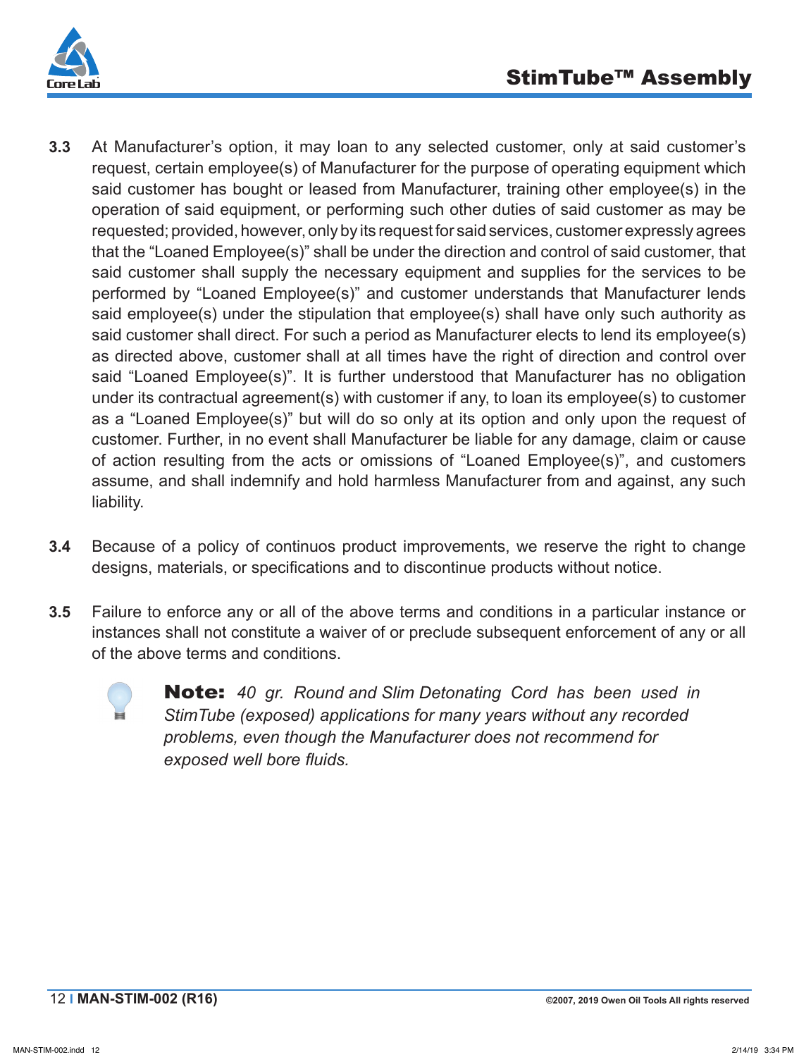**3.3** At Manufacturer's option, it may loan to any selected customer, only at said customer's request, certain employee(s) of Manufacturer for the purpose of operating equipment which said customer has bought or leased from Manufacturer, training other employee(s) in the operation of said equipment, or performing such other duties of said customer as may be requested; provided, however, only by its request for said services, customer expressly agrees that the "Loaned Employee(s)" shall be under the direction and control of said customer, that said customer shall supply the necessary equipment and supplies for the services to be performed by "Loaned Employee(s)" and customer understands that Manufacturer lends said employee(s) under the stipulation that employee(s) shall have only such authority as said customer shall direct. For such a period as Manufacturer elects to lend its employee(s) as directed above, customer shall at all times have the right of direction and control over said "Loaned Employee(s)". It is further understood that Manufacturer has no obligation under its contractual agreement(s) with customer if any, to loan its employee(s) to customer as a "Loaned Employee(s)" but will do so only at its option and only upon the request of customer. Further, in no event shall Manufacturer be liable for any damage, claim or cause of action resulting from the acts or omissions of "Loaned Employee(s)", and customers assume, and shall indemnify and hold harmless Manufacturer from and against, any such liability.

**3.4** Because of a policy of continuos product improvements, we reserve the right to change designs, materials, or specifications and to discontinue products without notice.

**3.5** Failure to enforce any or all of the above terms and conditions in a particular instance or instances shall not constitute a waiver of or preclude subsequent enforcement of any or all of the above terms and conditions.

**Note:** *40 gr. Round and Slim Detonating Cord has been used in StimTube (exposed) applications for many years without any recorded problems, even though the Manufacturer does not recommend for exposed well bore fluids.*